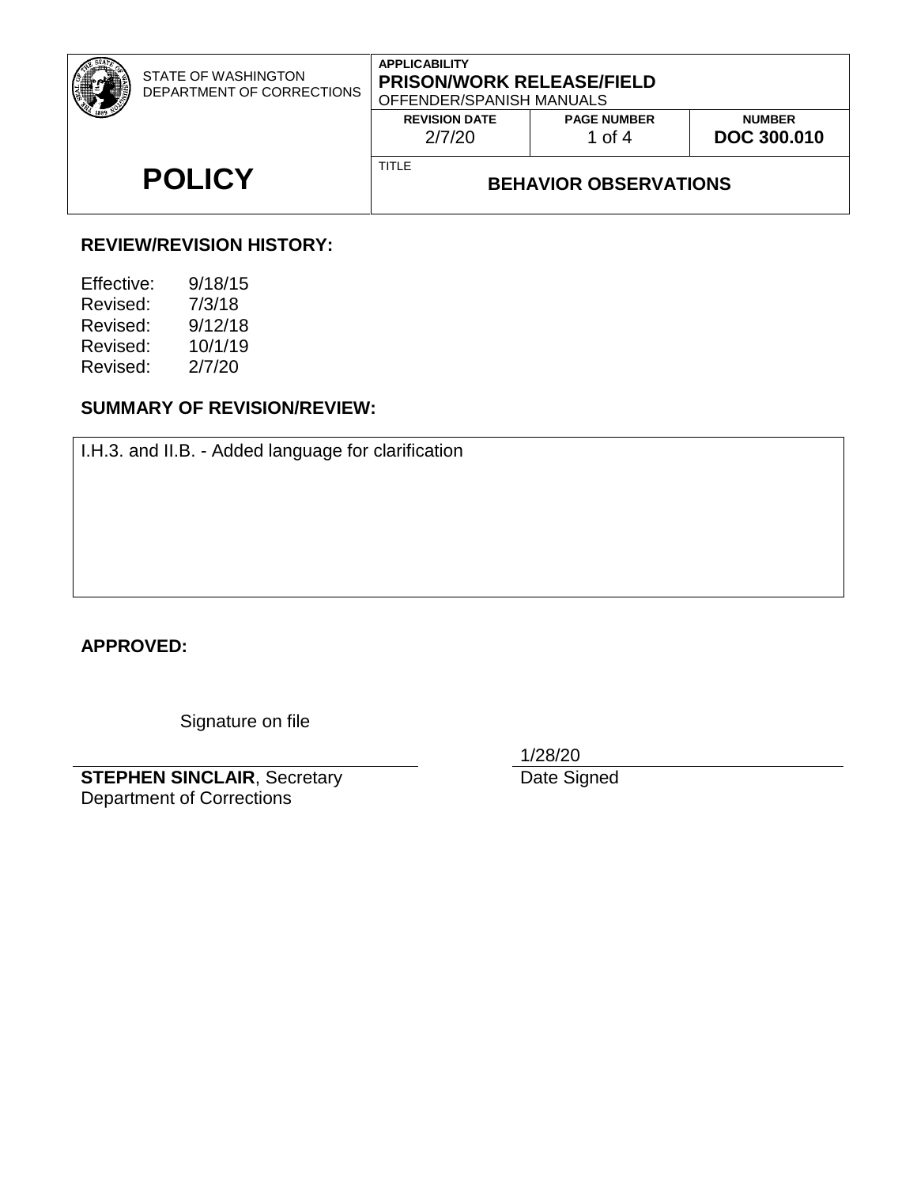| STATE OF WASHINGTON DEPARTMENT OF CORRECTIONS | APPLICABILITY **PRISON/WORK RELEASE/FIELD** OFFENDER/SPANISH MANUALS | | |
|---|---|---|---|
| | **REVISION DATE** 2/7/20 | **PAGE NUMBER** 1 of 4 | **NUMBER** **DOC 300.010** |
| **POLICY** | TITLE **BEHAVIOR OBSERVATIONS** | | |

**REVIEW/REVISION HISTORY:**

Effective: 9/18/15
Revised: 7/3/18
Revised: 9/12/18
Revised: 10/1/19
Revised: 2/7/20

**SUMMARY OF REVISION/REVIEW:**

I.H.3. and II.B. - Added language for clarification

**APPROVED:**

Signature on file

**STEPHEN SINCLAIR**, Secretary
Department of Corrections

1/28/20
Date Signed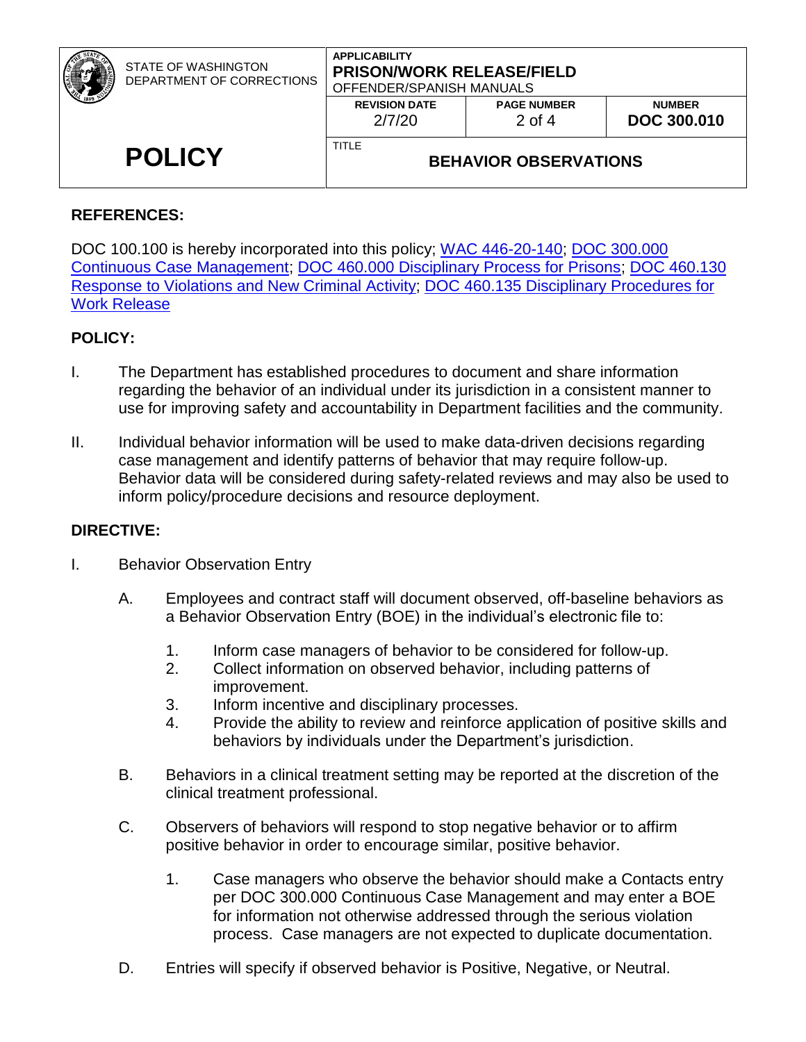## REFERENCES:

DOC 100.100 is hereby incorporated into this policy; WAC 446-20-140; DOC 300.000 Continuous Case Management; DOC 460.000 Disciplinary Process for Prisons; DOC 460.130 Response to Violations and New Criminal Activity; DOC 460.135 Disciplinary Procedures for Work Release

## POLICY:

I. The Department has established procedures to document and share information regarding the behavior of an individual under its jurisdiction in a consistent manner to use for improving safety and accountability in Department facilities and the community.

II. Individual behavior information will be used to make data-driven decisions regarding case management and identify patterns of behavior that may require follow-up. Behavior data will be considered during safety-related reviews and may also be used to inform policy/procedure decisions and resource deployment.

## DIRECTIVE:

I. Behavior Observation Entry

   A. Employees and contract staff will document observed, off-baseline behaviors as a Behavior Observation Entry (BOE) in the individual's electronic file to:

      1. Inform case managers of behavior to be considered for follow-up.
      2. Collect information on observed behavior, including patterns of improvement.
      3. Inform incentive and disciplinary processes.
      4. Provide the ability to review and reinforce application of positive skills and behaviors by individuals under the Department's jurisdiction.

   B. Behaviors in a clinical treatment setting may be reported at the discretion of the clinical treatment professional.

   C. Observers of behaviors will respond to stop negative behavior or to affirm positive behavior in order to encourage similar, positive behavior.

      1. Case managers who observe the behavior should make a Contacts entry per DOC 300.000 Continuous Case Management and may enter a BOE for information not otherwise addressed through the serious violation process. Case managers are not expected to duplicate documentation.

   D. Entries will specify if observed behavior is Positive, Negative, or Neutral.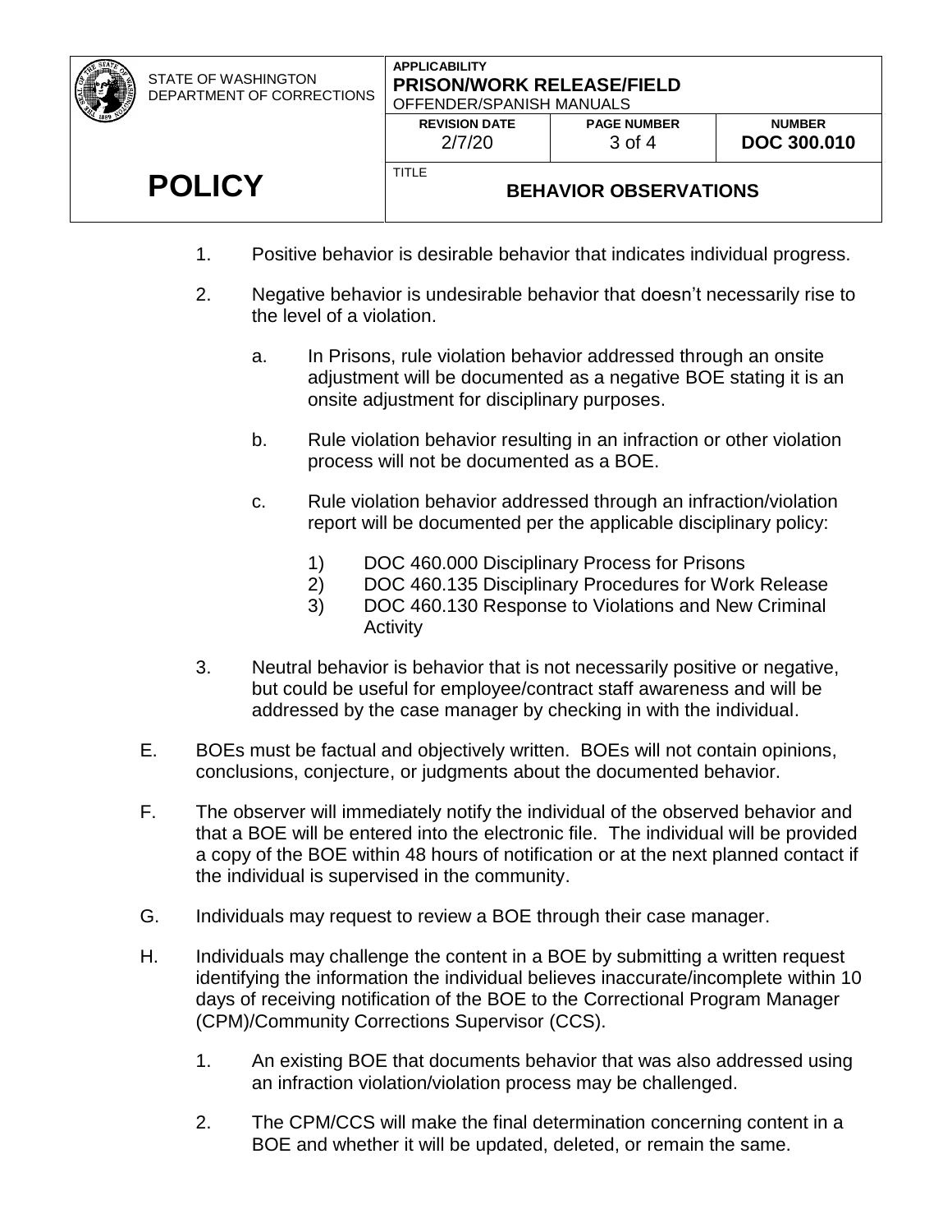1. Positive behavior is desirable behavior that indicates individual progress.

2. Negative behavior is undesirable behavior that doesn't necessarily rise to the level of a violation.

   a. In Prisons, rule violation behavior addressed through an onsite adjustment will be documented as a negative BOE stating it is an onsite adjustment for disciplinary purposes.

   b. Rule violation behavior resulting in an infraction or other violation process will not be documented as a BOE.

   c. Rule violation behavior addressed through an infraction/violation report will be documented per the applicable disciplinary policy:

      1) DOC 460.000 Disciplinary Process for Prisons
      2) DOC 460.135 Disciplinary Procedures for Work Release
      3) DOC 460.130 Response to Violations and New Criminal Activity

3. Neutral behavior is behavior that is not necessarily positive or negative, but could be useful for employee/contract staff awareness and will be addressed by the case manager by checking in with the individual.

E. BOEs must be factual and objectively written. BOEs will not contain opinions, conclusions, conjecture, or judgments about the documented behavior.

F. The observer will immediately notify the individual of the observed behavior and that a BOE will be entered into the electronic file. The individual will be provided a copy of the BOE within 48 hours of notification or at the next planned contact if the individual is supervised in the community.

G. Individuals may request to review a BOE through their case manager.

H. Individuals may challenge the content in a BOE by submitting a written request identifying the information the individual believes inaccurate/incomplete within 10 days of receiving notification of the BOE to the Correctional Program Manager (CPM)/Community Corrections Supervisor (CCS).

   1. An existing BOE that documents behavior that was also addressed using an infraction violation/violation process may be challenged.

   2. The CPM/CCS will make the final determination concerning content in a BOE and whether it will be updated, deleted, or remain the same.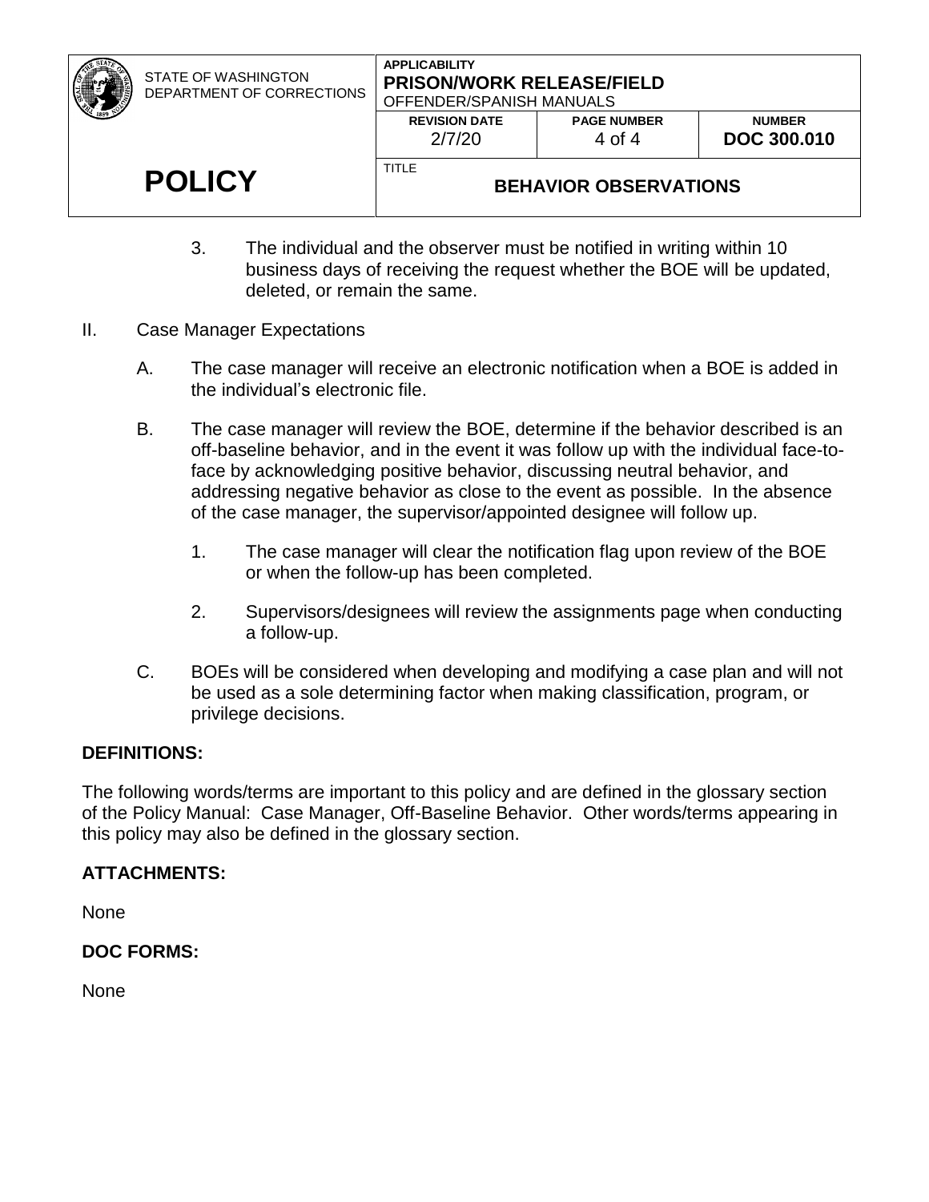3. The individual and the observer must be notified in writing within 10 business days of receiving the request whether the BOE will be updated, deleted, or remain the same.

II. Case Manager Expectations

A. The case manager will receive an electronic notification when a BOE is added in the individual's electronic file.

B. The case manager will review the BOE, determine if the behavior described is an off-baseline behavior, and in the event it was follow up with the individual face-to-face by acknowledging positive behavior, discussing neutral behavior, and addressing negative behavior as close to the event as possible. In the absence of the case manager, the supervisor/appointed designee will follow up.

1. The case manager will clear the notification flag upon review of the BOE or when the follow-up has been completed.

2. Supervisors/designees will review the assignments page when conducting a follow-up.

C. BOEs will be considered when developing and modifying a case plan and will not be used as a sole determining factor when making classification, program, or privilege decisions.

**DEFINITIONS:**

The following words/terms are important to this policy and are defined in the glossary section of the Policy Manual: Case Manager, Off-Baseline Behavior. Other words/terms appearing in this policy may also be defined in the glossary section.

**ATTACHMENTS:**

None

**DOC FORMS:**

None